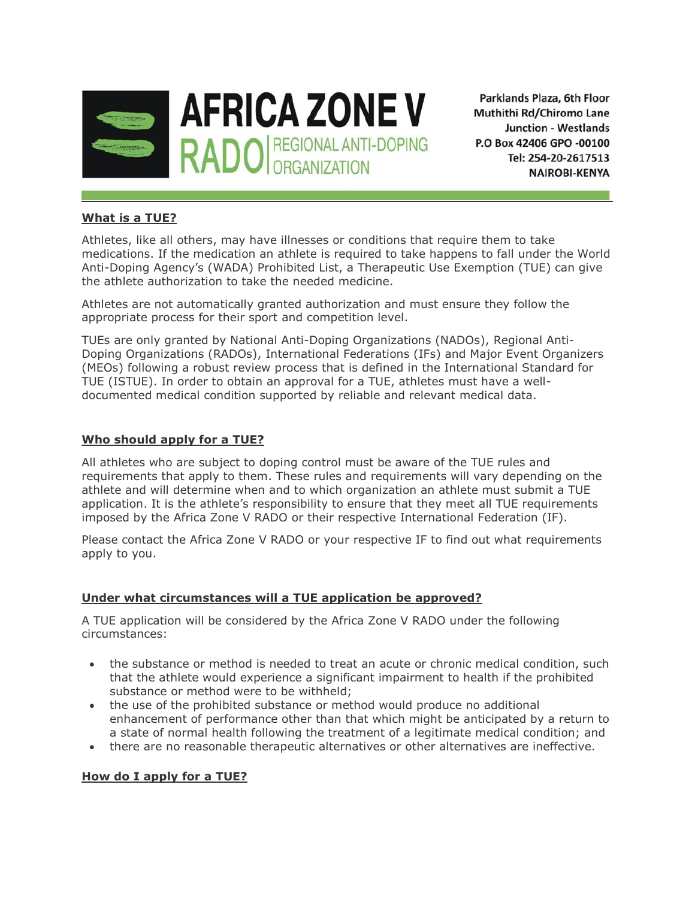**AFRICA ZONE V**
**RADO** REGIONAL ANTI-DOPING ORGANIZATION

Parklands Plaza, 6th Floor
Muthithi Rd/Chiromo Lane
Junction - Westlands
P.O Box 42406 GPO -00100
Tel: 254-20-2617513
NAIROBI-KENYA

## What is a TUE?

Athletes, like all others, may have illnesses or conditions that require them to take medications. If the medication an athlete is required to take happens to fall under the World Anti-Doping Agency's (WADA) Prohibited List, a Therapeutic Use Exemption (TUE) can give the athlete authorization to take the needed medicine.

Athletes are not automatically granted authorization and must ensure they follow the appropriate process for their sport and competition level.

TUEs are only granted by National Anti-Doping Organizations (NADOs), Regional Anti-Doping Organizations (RADOs), International Federations (IFs) and Major Event Organizers (MEOs) following a robust review process that is defined in the International Standard for TUE (ISTUE). In order to obtain an approval for a TUE, athletes must have a well-documented medical condition supported by reliable and relevant medical data.

## Who should apply for a TUE?

All athletes who are subject to doping control must be aware of the TUE rules and requirements that apply to them. These rules and requirements will vary depending on the athlete and will determine when and to which organization an athlete must submit a TUE application. It is the athlete's responsibility to ensure that they meet all TUE requirements imposed by the Africa Zone V RADO or their respective International Federation (IF).

Please contact the Africa Zone V RADO or your respective IF to find out what requirements apply to you.

## Under what circumstances will a TUE application be approved?

A TUE application will be considered by the Africa Zone V RADO under the following circumstances:

- the substance or method is needed to treat an acute or chronic medical condition, such that the athlete would experience a significant impairment to health if the prohibited substance or method were to be withheld;
- the use of the prohibited substance or method would produce no additional enhancement of performance other than that which might be anticipated by a return to a state of normal health following the treatment of a legitimate medical condition; and
- there are no reasonable therapeutic alternatives or other alternatives are ineffective.

## How do I apply for a TUE?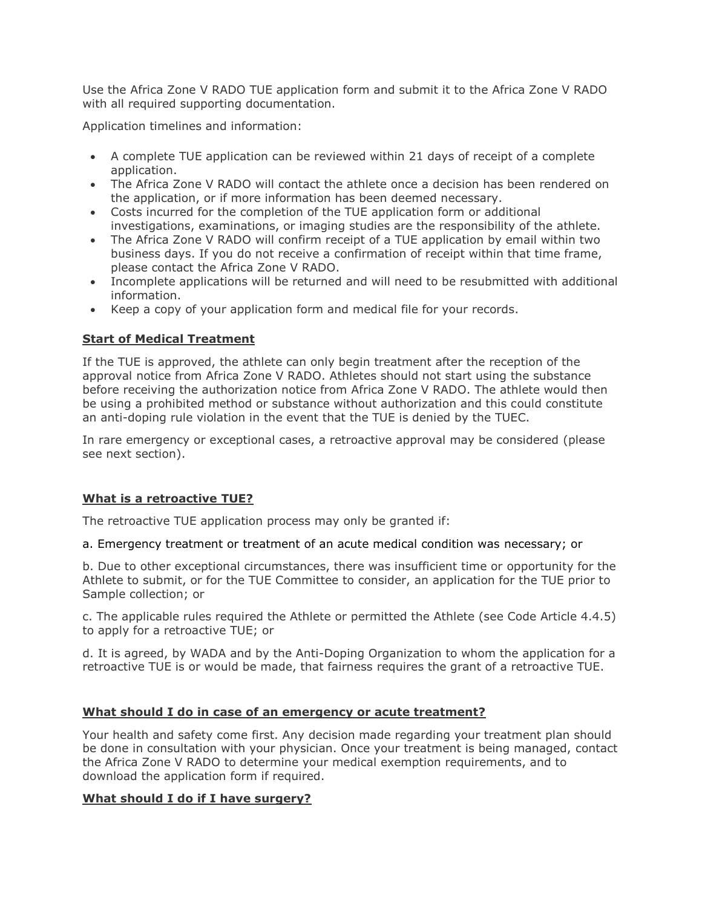Use the Africa Zone V RADO TUE application form and submit it to the Africa Zone V RADO with all required supporting documentation.

Application timelines and information:

- A complete TUE application can be reviewed within 21 days of receipt of a complete application.
- The Africa Zone V RADO will contact the athlete once a decision has been rendered on the application, or if more information has been deemed necessary.
- Costs incurred for the completion of the TUE application form or additional investigations, examinations, or imaging studies are the responsibility of the athlete.
- The Africa Zone V RADO will confirm receipt of a TUE application by email within two business days. If you do not receive a confirmation of receipt within that time frame, please contact the Africa Zone V RADO.
- Incomplete applications will be returned and will need to be resubmitted with additional information.
- Keep a copy of your application form and medical file for your records.

## **Start of Medical Treatment**

If the TUE is approved, the athlete can only begin treatment after the reception of the approval notice from Africa Zone V RADO. Athletes should not start using the substance before receiving the authorization notice from Africa Zone V RADO. The athlete would then be using a prohibited method or substance without authorization and this could constitute an anti-doping rule violation in the event that the TUE is denied by the TUEC.

In rare emergency or exceptional cases, a retroactive approval may be considered (please see next section).

## **What is a retroactive TUE?**

The retroactive TUE application process may only be granted if:

a. Emergency treatment or treatment of an acute medical condition was necessary; or

b. Due to other exceptional circumstances, there was insufficient time or opportunity for the Athlete to submit, or for the TUE Committee to consider, an application for the TUE prior to Sample collection; or

c. The applicable rules required the Athlete or permitted the Athlete (see Code Article 4.4.5) to apply for a retroactive TUE; or

d. It is agreed, by WADA and by the Anti-Doping Organization to whom the application for a retroactive TUE is or would be made, that fairness requires the grant of a retroactive TUE.

## **What should I do in case of an emergency or acute treatment?**

Your health and safety come first. Any decision made regarding your treatment plan should be done in consultation with your physician. Once your treatment is being managed, contact the Africa Zone V RADO to determine your medical exemption requirements, and to download the application form if required.

## **What should I do if I have surgery?**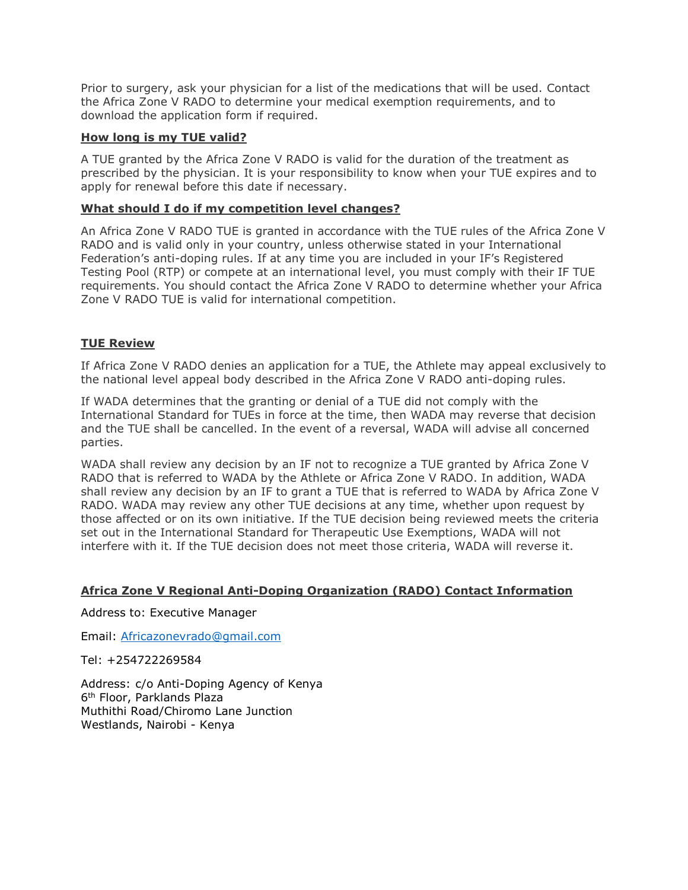Prior to surgery, ask your physician for a list of the medications that will be used. Contact the Africa Zone V RADO to determine your medical exemption requirements, and to download the application form if required.

### How long is my TUE valid?

A TUE granted by the Africa Zone V RADO is valid for the duration of the treatment as prescribed by the physician. It is your responsibility to know when your TUE expires and to apply for renewal before this date if necessary.

### What should I do if my competition level changes?

An Africa Zone V RADO TUE is granted in accordance with the TUE rules of the Africa Zone V RADO and is valid only in your country, unless otherwise stated in your International Federation's anti-doping rules. If at any time you are included in your IF's Registered Testing Pool (RTP) or compete at an international level, you must comply with their IF TUE requirements. You should contact the Africa Zone V RADO to determine whether your Africa Zone V RADO TUE is valid for international competition.

### TUE Review

If Africa Zone V RADO denies an application for a TUE, the Athlete may appeal exclusively to the national level appeal body described in the Africa Zone V RADO anti-doping rules.

If WADA determines that the granting or denial of a TUE did not comply with the International Standard for TUEs in force at the time, then WADA may reverse that decision and the TUE shall be cancelled. In the event of a reversal, WADA will advise all concerned parties.

WADA shall review any decision by an IF not to recognize a TUE granted by Africa Zone V RADO that is referred to WADA by the Athlete or Africa Zone V RADO. In addition, WADA shall review any decision by an IF to grant a TUE that is referred to WADA by Africa Zone V RADO. WADA may review any other TUE decisions at any time, whether upon request by those affected or on its own initiative. If the TUE decision being reviewed meets the criteria set out in the International Standard for Therapeutic Use Exemptions, WADA will not interfere with it. If the TUE decision does not meet those criteria, WADA will reverse it.

### Africa Zone V Regional Anti-Doping Organization (RADO) Contact Information

Address to: Executive Manager

Email: Africazonevrado@gmail.com

Tel: +254722269584

Address: c/o Anti-Doping Agency of Kenya
6th Floor, Parklands Plaza
Muthithi Road/Chiromo Lane Junction
Westlands, Nairobi - Kenya